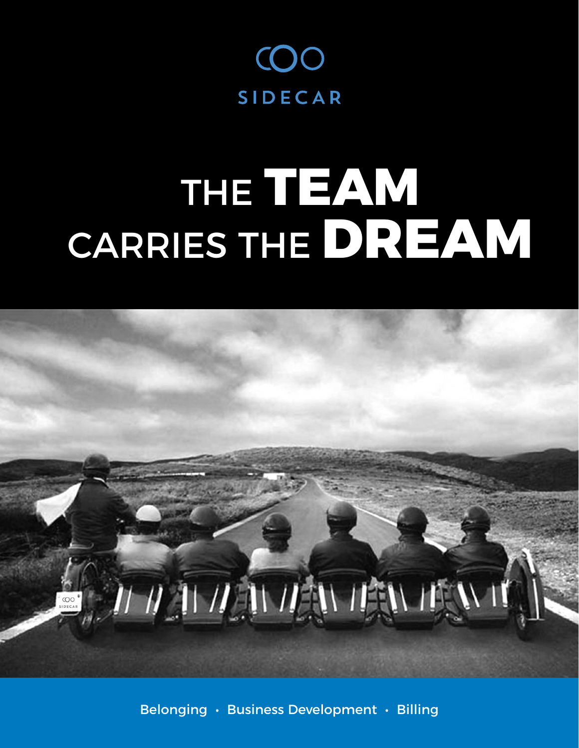SIDECAR

# THE TEAM CARRIES THE DREAM

Belonging • Business Development • Billing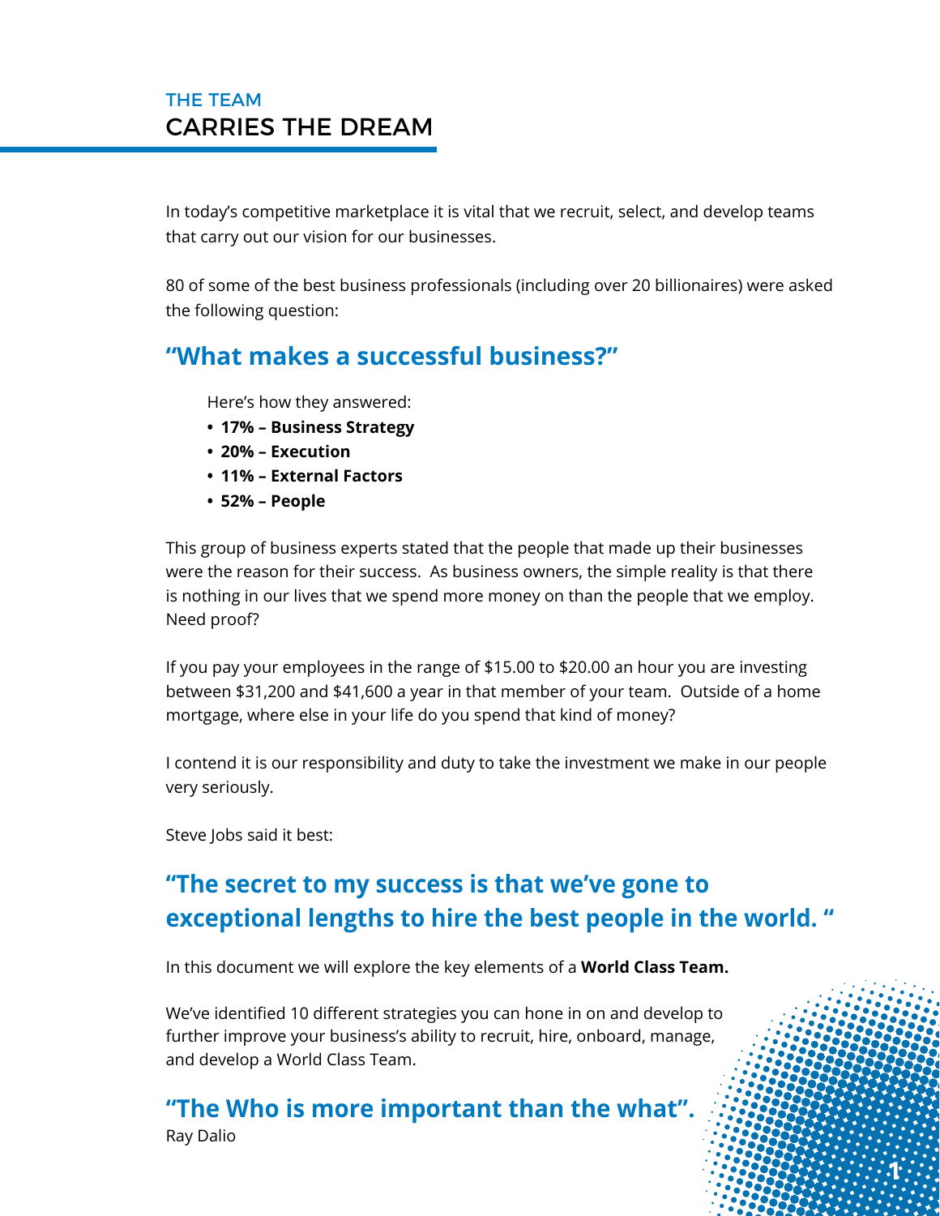## THE TEAM
# CARRIES THE DREAM

In today's competitive marketplace it is vital that we recruit, select, and develop teams that carry out our vision for our businesses.

80 of some of the best business professionals (including over 20 billionaires) were asked the following question:

## "What makes a successful business?"

Here's how they answered:

- **17% – Business Strategy**
- **20% – Execution**
- **11% – External Factors**
- **52% – People**

This group of business experts stated that the people that made up their businesses were the reason for their success. As business owners, the simple reality is that there is nothing in our lives that we spend more money on than the people that we employ. Need proof?

If you pay your employees in the range of $15.00 to $20.00 an hour you are investing between $31,200 and $41,600 a year in that member of your team. Outside of a home mortgage, where else in your life do you spend that kind of money?

I contend it is our responsibility and duty to take the investment we make in our people very seriously.

Steve Jobs said it best:

## "The secret to my success is that we've gone to exceptional lengths to hire the best people in the world. "

In this document we will explore the key elements of a **World Class Team.**

We've identified 10 different strategies you can hone in on and develop to further improve your business's ability to recruit, hire, onboard, manage, and develop a World Class Team.

## "The Who is more important than the what".

Ray Dalio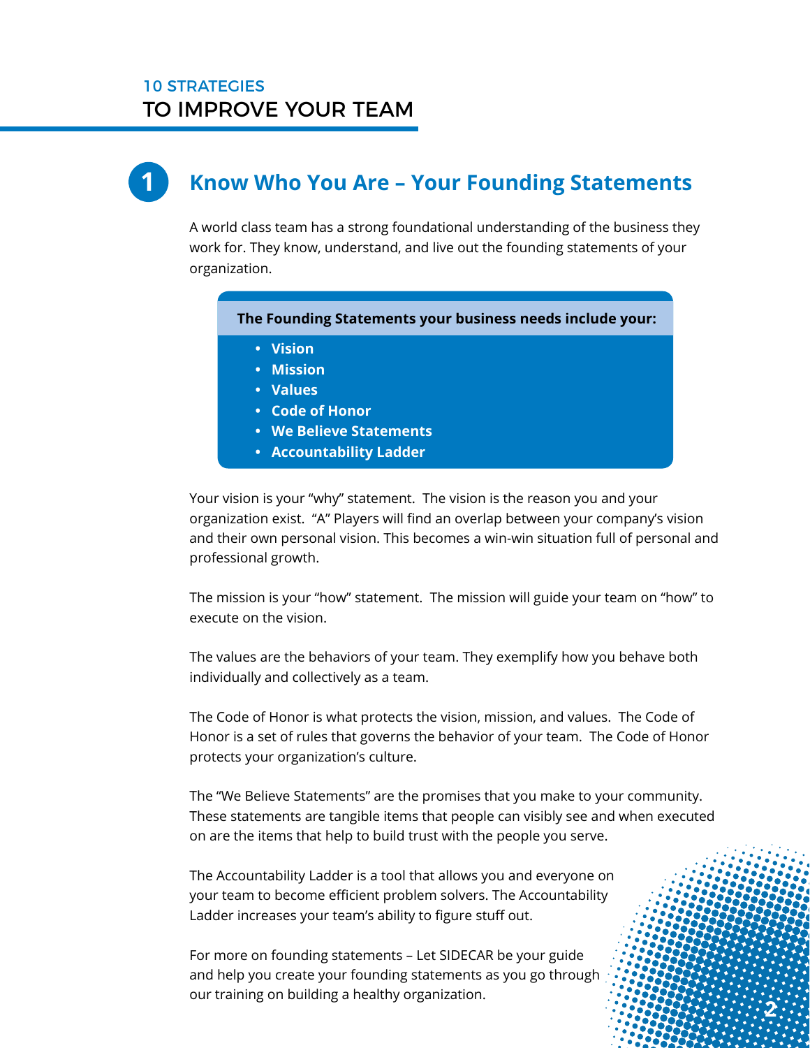## 1 Know Who You Are – Your Founding Statements

A world class team has a strong foundational understanding of the business they work for. They know, understand, and live out the founding statements of your organization.

**The Founding Statements your business needs include your:**

- **Vision**
- **Mission**
- **Values**
- **Code of Honor**
- **We Believe Statements**
- **Accountability Ladder**

Your vision is your "why" statement. The vision is the reason you and your organization exist. "A" Players will find an overlap between your company's vision and their own personal vision. This becomes a win-win situation full of personal and professional growth.

The mission is your "how" statement. The mission will guide your team on "how" to execute on the vision.

The values are the behaviors of your team. They exemplify how you behave both individually and collectively as a team.

The Code of Honor is what protects the vision, mission, and values. The Code of Honor is a set of rules that governs the behavior of your team. The Code of Honor protects your organization's culture.

The "We Believe Statements" are the promises that you make to your community. These statements are tangible items that people can visibly see and when executed on are the items that help to build trust with the people you serve.

The Accountability Ladder is a tool that allows you and everyone on your team to become efficient problem solvers. The Accountability Ladder increases your team's ability to figure stuff out.

For more on founding statements – Let SIDECAR be your guide and help you create your founding statements as you go through our training on building a healthy organization.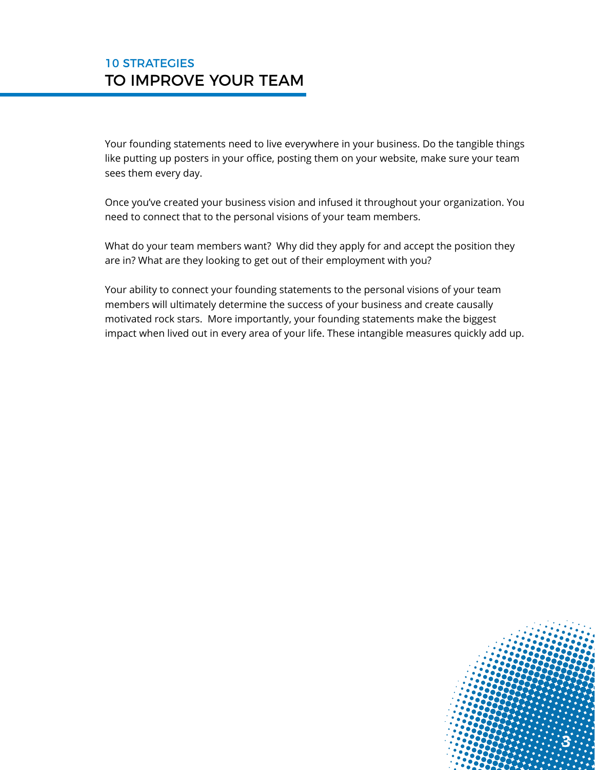## 10 STRATEGIES TO IMPROVE YOUR TEAM

Your founding statements need to live everywhere in your business. Do the tangible things like putting up posters in your office, posting them on your website, make sure your team sees them every day.

Once you've created your business vision and infused it throughout your organization. You need to connect that to the personal visions of your team members.

What do your team members want? Why did they apply for and accept the position they are in? What are they looking to get out of their employment with you?

Your ability to connect your founding statements to the personal visions of your team members will ultimately determine the success of your business and create causally motivated rock stars. More importantly, your founding statements make the biggest impact when lived out in every area of your life. These intangible measures quickly add up.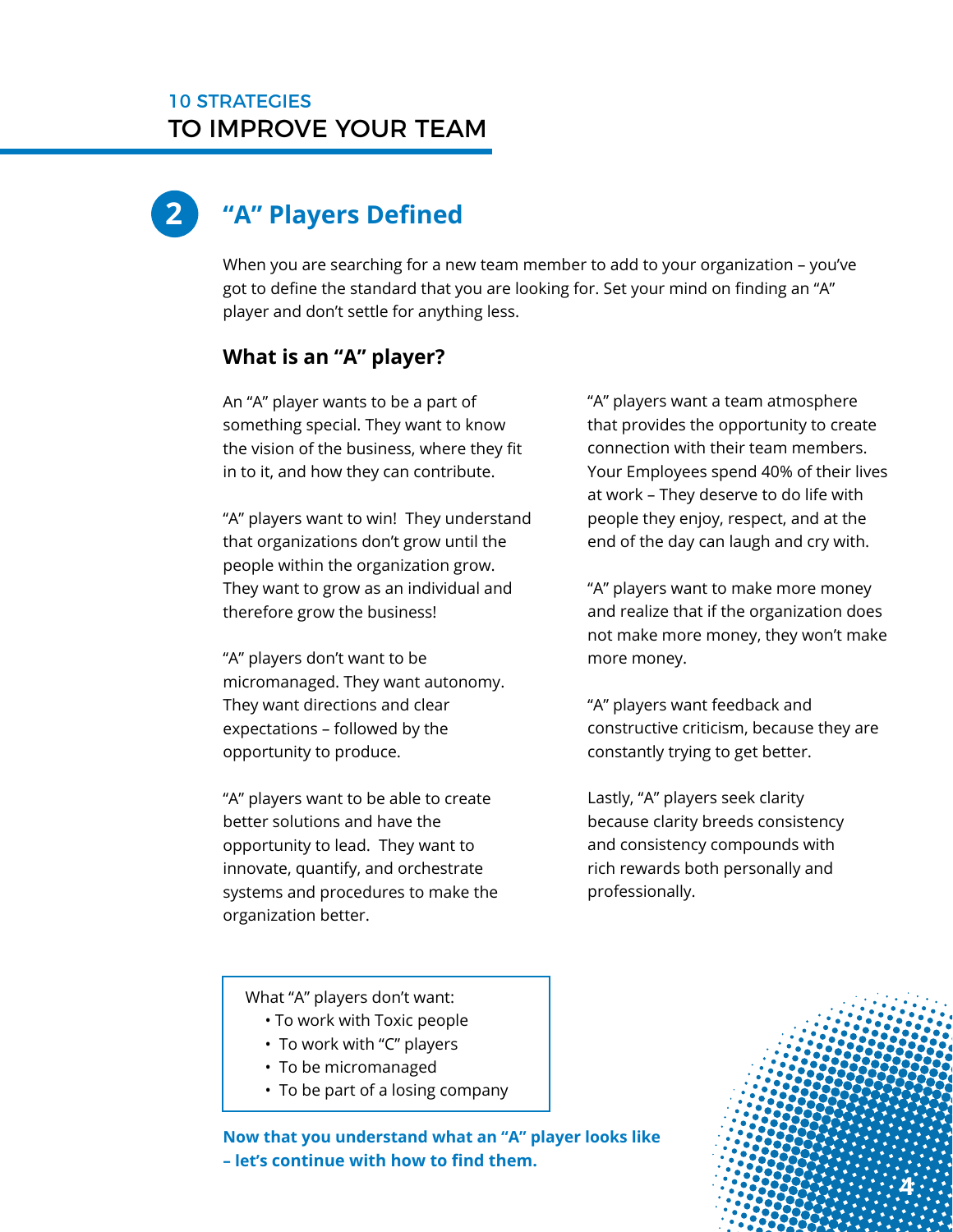## 2 "A" Players Defined

When you are searching for a new team member to add to your organization – you've got to define the standard that you are looking for. Set your mind on finding an "A" player and don't settle for anything less.

### What is an "A" player?

An "A" player wants to be a part of something special. They want to know the vision of the business, where they fit in to it, and how they can contribute.

"A" players want to win! They understand that organizations don't grow until the people within the organization grow. They want to grow as an individual and therefore grow the business!

"A" players don't want to be micromanaged. They want autonomy. They want directions and clear expectations – followed by the opportunity to produce.

"A" players want to be able to create better solutions and have the opportunity to lead. They want to innovate, quantify, and orchestrate systems and procedures to make the organization better.

"A" players want a team atmosphere that provides the opportunity to create connection with their team members. Your Employees spend 40% of their lives at work – They deserve to do life with people they enjoy, respect, and at the end of the day can laugh and cry with.

"A" players want to make more money and realize that if the organization does not make more money, they won't make more money.

"A" players want feedback and constructive criticism, because they are constantly trying to get better.

Lastly, "A" players seek clarity because clarity breeds consistency and consistency compounds with rich rewards both personally and professionally.

What "A" players don't want:

- To work with Toxic people
- To work with "C" players
- To be micromanaged
- To be part of a losing company

**Now that you understand what an "A" player looks like – let's continue with how to find them.**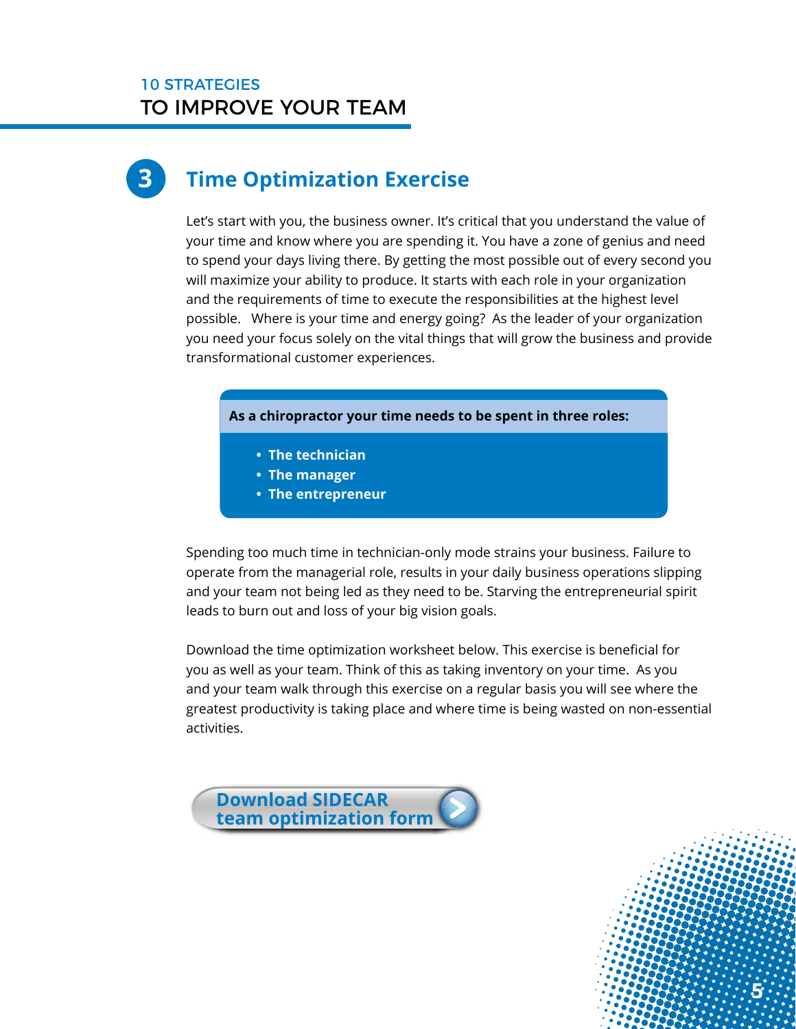## 3 Time Optimization Exercise

Let's start with you, the business owner. It's critical that you understand the value of your time and know where you are spending it. You have a zone of genius and need to spend your days living there. By getting the most possible out of every second you will maximize your ability to produce. It starts with each role in your organization and the requirements of time to execute the responsibilities at the highest level possible. Where is your time and energy going? As the leader of your organization you need your focus solely on the vital things that will grow the business and provide transformational customer experiences.

**As a chiropractor your time needs to be spent in three roles:**

- **The technician**
- **The manager**
- **The entrepreneur**

Spending too much time in technician-only mode strains your business. Failure to operate from the managerial role, results in your daily business operations slipping and your team not being led as they need to be. Starving the entrepreneurial spirit leads to burn out and loss of your big vision goals.

Download the time optimization worksheet below. This exercise is beneficial for you as well as your team. Think of this as taking inventory on your time. As you and your team walk through this exercise on a regular basis you will see where the greatest productivity is taking place and where time is being wasted on non-essential activities.

**Download SIDECAR team optimization form**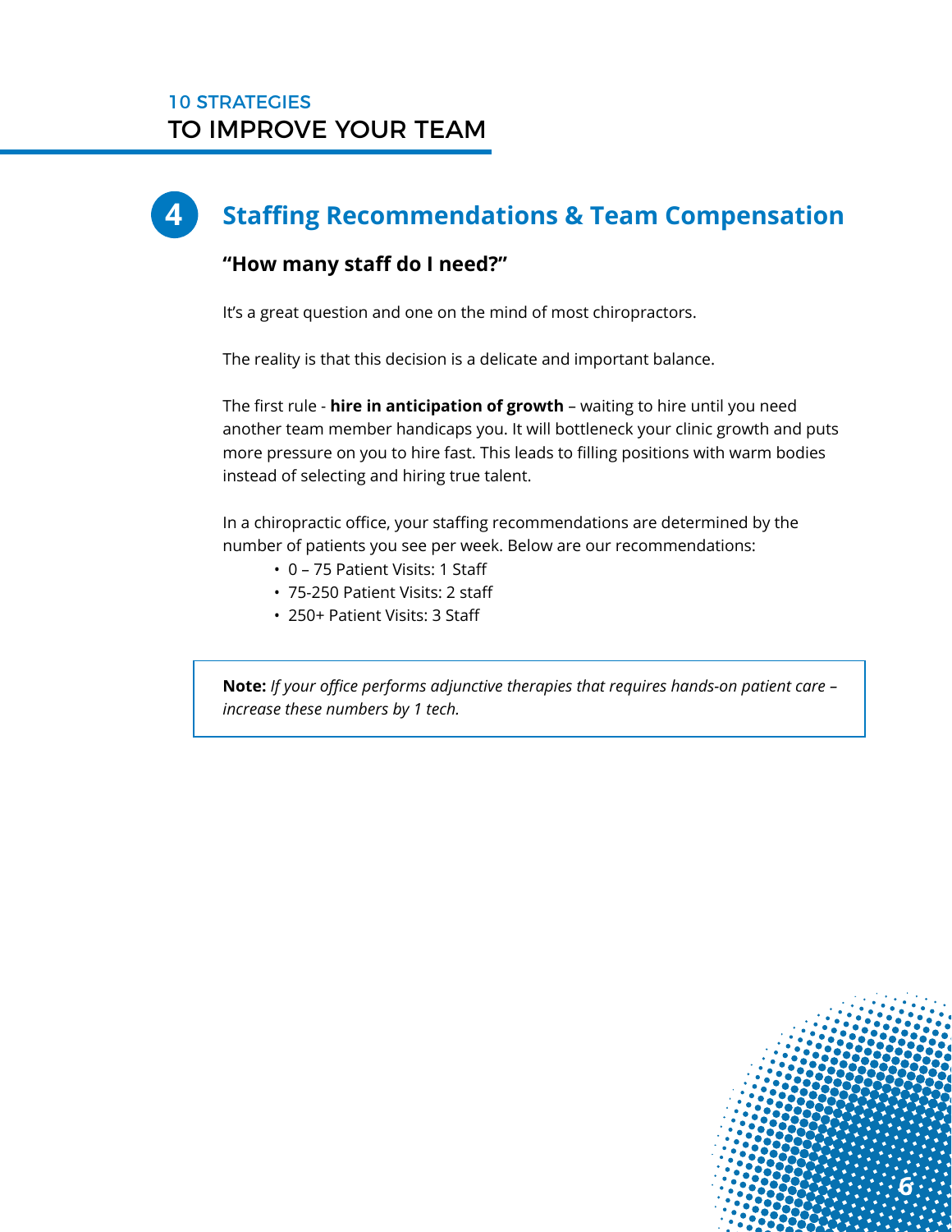## 4 Staffing Recommendations & Team Compensation

### "How many staff do I need?"

It's a great question and one on the mind of most chiropractors.

The reality is that this decision is a delicate and important balance.

The first rule - **hire in anticipation of growth** – waiting to hire until you need another team member handicaps you. It will bottleneck your clinic growth and puts more pressure on you to hire fast. This leads to filling positions with warm bodies instead of selecting and hiring true talent.

In a chiropractic office, your staffing recommendations are determined by the number of patients you see per week. Below are our recommendations:

- 0 – 75 Patient Visits: 1 Staff
- 75-250 Patient Visits: 2 staff
- 250+ Patient Visits: 3 Staff

> **Note:** *If your office performs adjunctive therapies that requires hands-on patient care – increase these numbers by 1 tech.*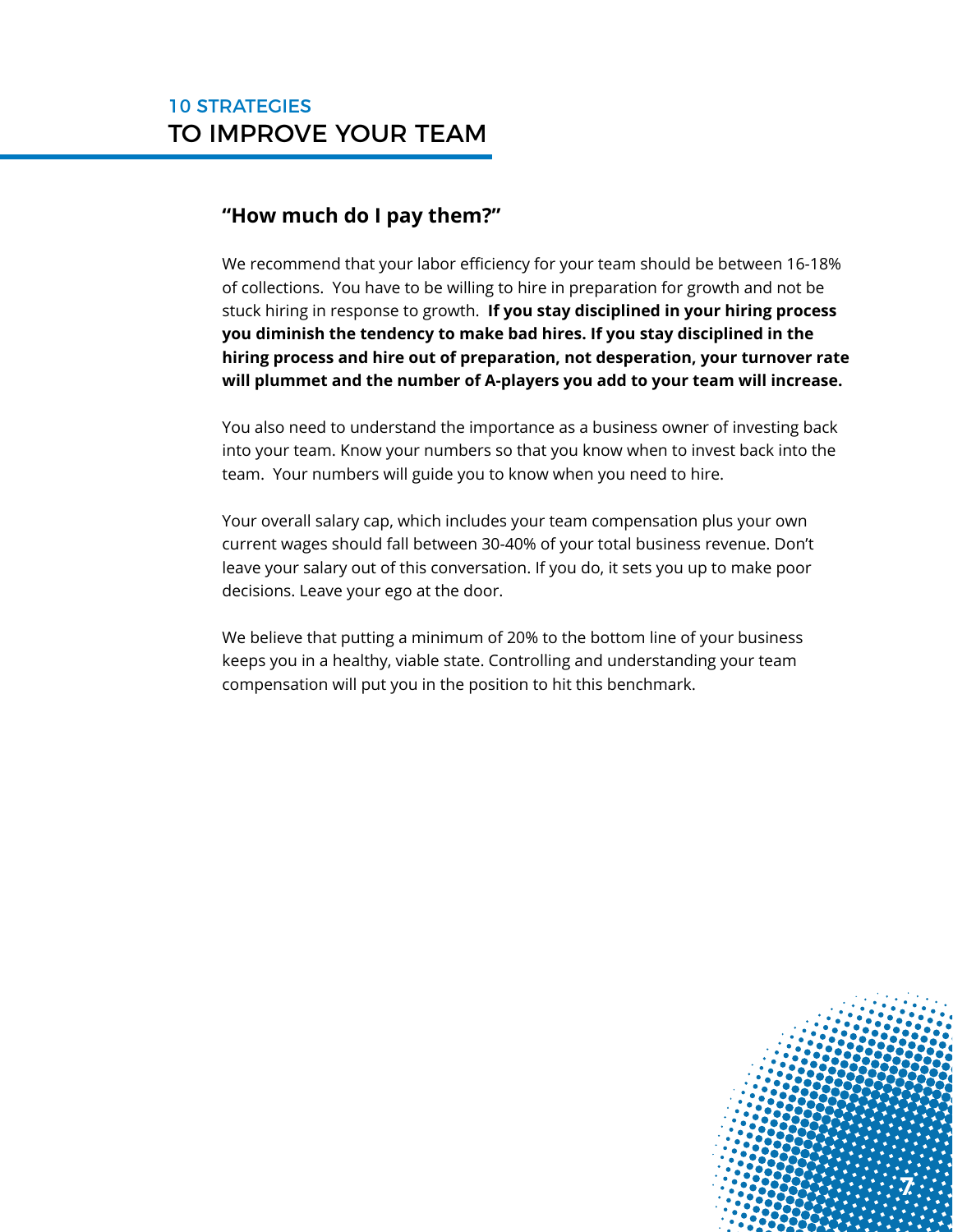## "How much do I pay them?"

We recommend that your labor efficiency for your team should be between 16-18% of collections. You have to be willing to hire in preparation for growth and not be stuck hiring in response to growth. **If you stay disciplined in your hiring process you diminish the tendency to make bad hires. If you stay disciplined in the hiring process and hire out of preparation, not desperation, your turnover rate will plummet and the number of A-players you add to your team will increase.**

You also need to understand the importance as a business owner of investing back into your team. Know your numbers so that you know when to invest back into the team. Your numbers will guide you to know when you need to hire.

Your overall salary cap, which includes your team compensation plus your own current wages should fall between 30-40% of your total business revenue. Don't leave your salary out of this conversation. If you do, it sets you up to make poor decisions. Leave your ego at the door.

We believe that putting a minimum of 20% to the bottom line of your business keeps you in a healthy, viable state. Controlling and understanding your team compensation will put you in the position to hit this benchmark.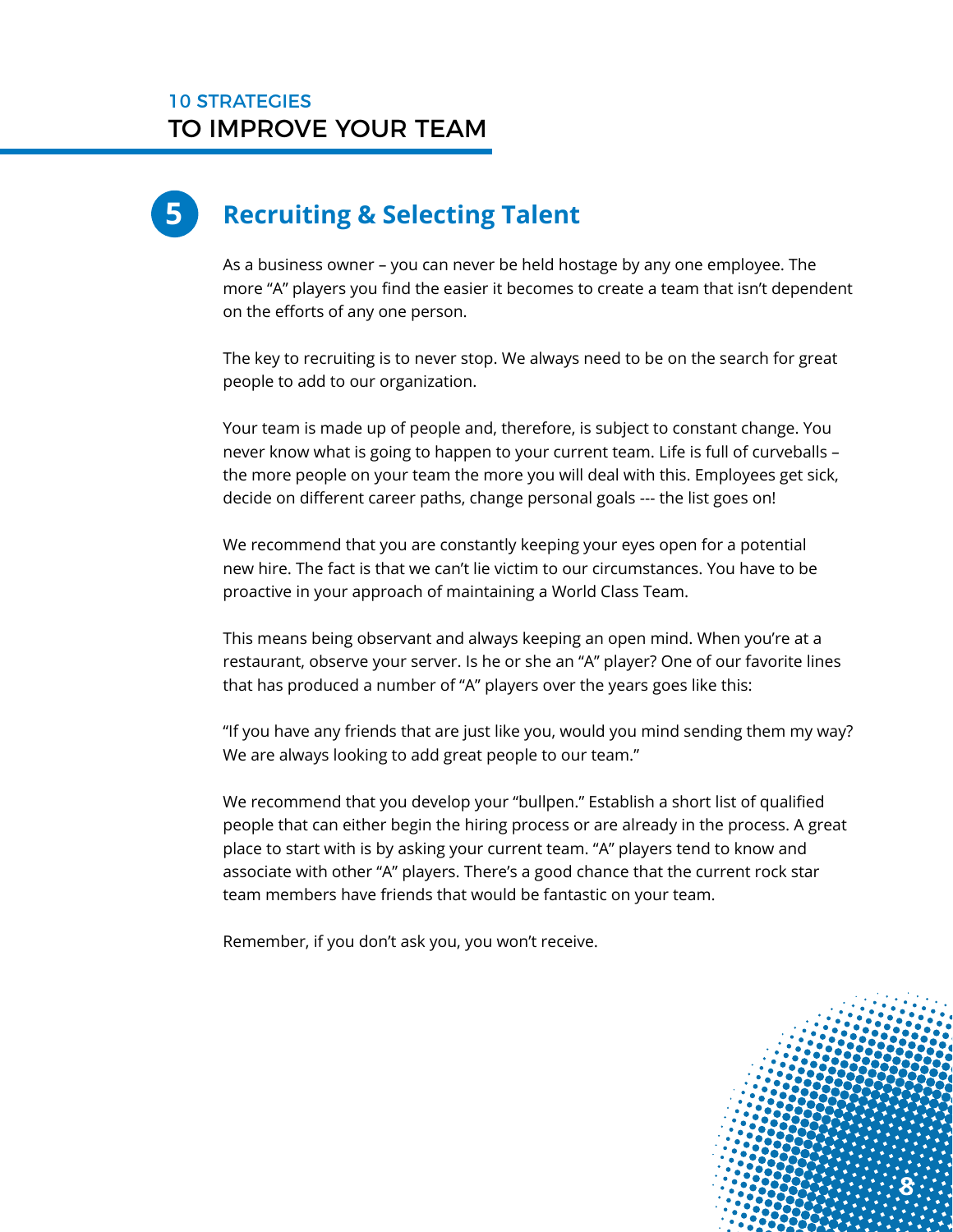## 5 Recruiting & Selecting Talent

As a business owner – you can never be held hostage by any one employee. The more "A" players you find the easier it becomes to create a team that isn't dependent on the efforts of any one person.

The key to recruiting is to never stop. We always need to be on the search for great people to add to our organization.

Your team is made up of people and, therefore, is subject to constant change. You never know what is going to happen to your current team. Life is full of curveballs – the more people on your team the more you will deal with this. Employees get sick, decide on different career paths, change personal goals --- the list goes on!

We recommend that you are constantly keeping your eyes open for a potential new hire. The fact is that we can't lie victim to our circumstances. You have to be proactive in your approach of maintaining a World Class Team.

This means being observant and always keeping an open mind. When you're at a restaurant, observe your server. Is he or she an "A" player? One of our favorite lines that has produced a number of "A" players over the years goes like this:

"If you have any friends that are just like you, would you mind sending them my way? We are always looking to add great people to our team."

We recommend that you develop your "bullpen." Establish a short list of qualified people that can either begin the hiring process or are already in the process. A great place to start with is by asking your current team. "A" players tend to know and associate with other "A" players. There's a good chance that the current rock star team members have friends that would be fantastic on your team.

Remember, if you don't ask you, you won't receive.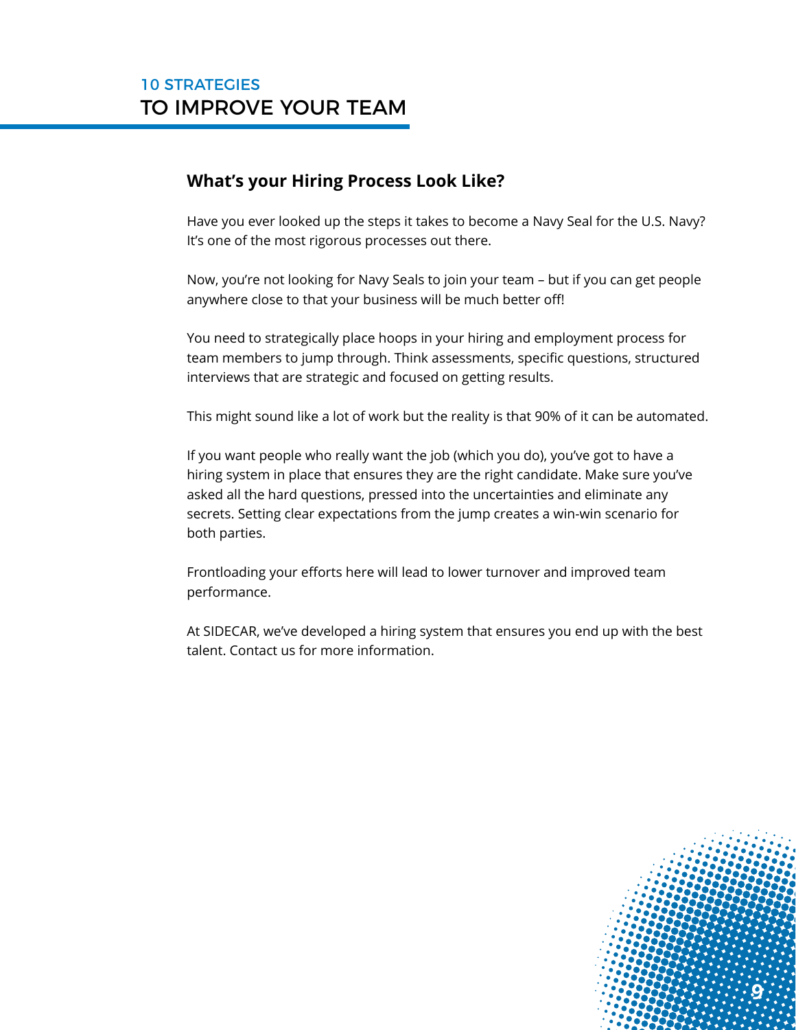## What's your Hiring Process Look Like?

Have you ever looked up the steps it takes to become a Navy Seal for the U.S. Navy? It's one of the most rigorous processes out there.

Now, you're not looking for Navy Seals to join your team – but if you can get people anywhere close to that your business will be much better off!

You need to strategically place hoops in your hiring and employment process for team members to jump through. Think assessments, specific questions, structured interviews that are strategic and focused on getting results.

This might sound like a lot of work but the reality is that 90% of it can be automated.

If you want people who really want the job (which you do), you've got to have a hiring system in place that ensures they are the right candidate. Make sure you've asked all the hard questions, pressed into the uncertainties and eliminate any secrets. Setting clear expectations from the jump creates a win-win scenario for both parties.

Frontloading your efforts here will lead to lower turnover and improved team performance.

At SIDECAR, we've developed a hiring system that ensures you end up with the best talent. Contact us for more information.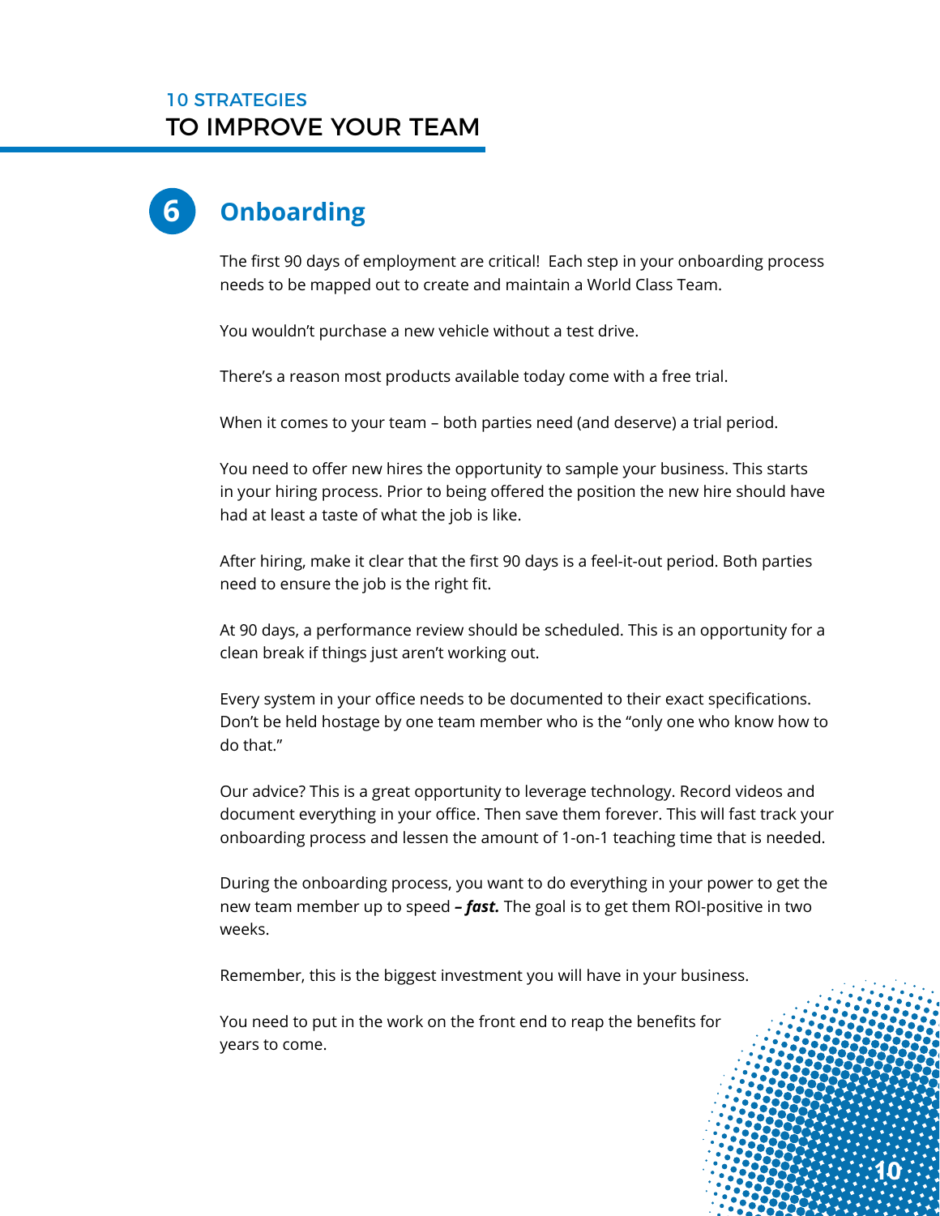## 6 Onboarding

The first 90 days of employment are critical! Each step in your onboarding process needs to be mapped out to create and maintain a World Class Team.

You wouldn't purchase a new vehicle without a test drive.

There's a reason most products available today come with a free trial.

When it comes to your team – both parties need (and deserve) a trial period.

You need to offer new hires the opportunity to sample your business. This starts in your hiring process. Prior to being offered the position the new hire should have had at least a taste of what the job is like.

After hiring, make it clear that the first 90 days is a feel-it-out period. Both parties need to ensure the job is the right fit.

At 90 days, a performance review should be scheduled. This is an opportunity for a clean break if things just aren't working out.

Every system in your office needs to be documented to their exact specifications. Don't be held hostage by one team member who is the "only one who know how to do that."

Our advice? This is a great opportunity to leverage technology. Record videos and document everything in your office. Then save them forever. This will fast track your onboarding process and lessen the amount of 1-on-1 teaching time that is needed.

During the onboarding process, you want to do everything in your power to get the new team member up to speed ***– fast.*** The goal is to get them ROI-positive in two weeks.

Remember, this is the biggest investment you will have in your business.

You need to put in the work on the front end to reap the benefits for years to come.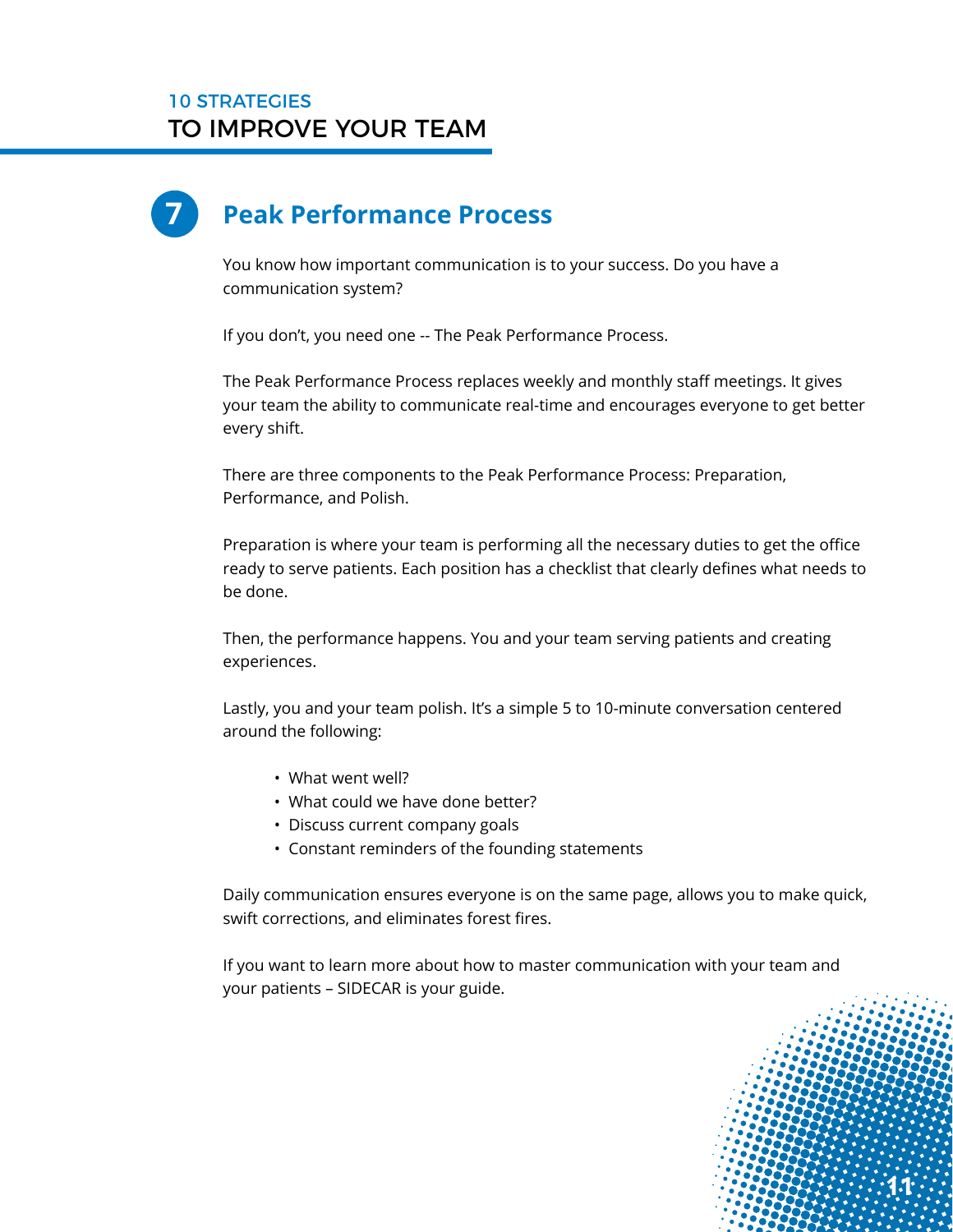## 7 Peak Performance Process

You know how important communication is to your success. Do you have a communication system?

If you don't, you need one -- The Peak Performance Process.

The Peak Performance Process replaces weekly and monthly staff meetings. It gives your team the ability to communicate real-time and encourages everyone to get better every shift.

There are three components to the Peak Performance Process: Preparation, Performance, and Polish.

Preparation is where your team is performing all the necessary duties to get the office ready to serve patients. Each position has a checklist that clearly defines what needs to be done.

Then, the performance happens. You and your team serving patients and creating experiences.

Lastly, you and your team polish. It's a simple 5 to 10-minute conversation centered around the following:

- What went well?
- What could we have done better?
- Discuss current company goals
- Constant reminders of the founding statements

Daily communication ensures everyone is on the same page, allows you to make quick, swift corrections, and eliminates forest fires.

If you want to learn more about how to master communication with your team and your patients – SIDECAR is your guide.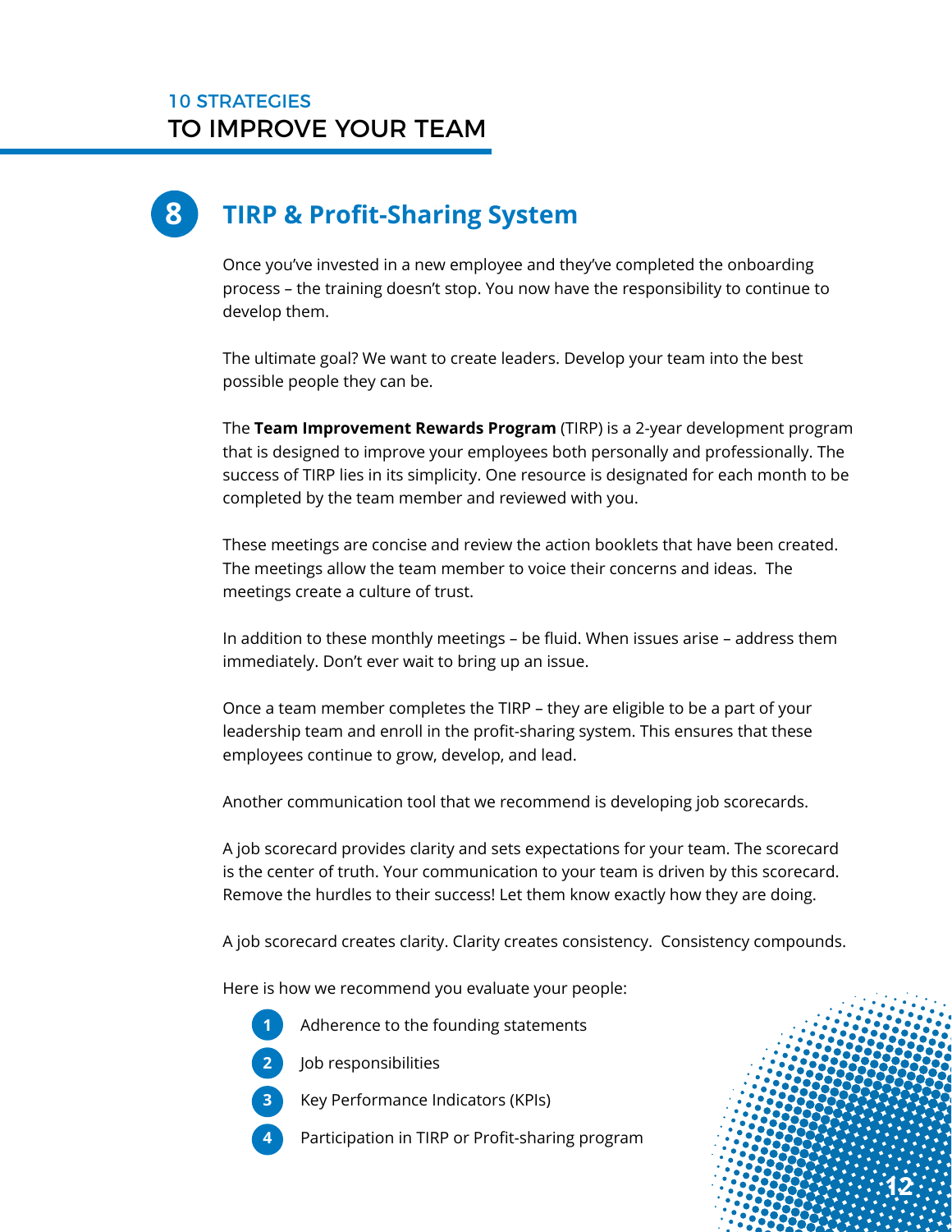## 8 TIRP & Profit-Sharing System

Once you've invested in a new employee and they've completed the onboarding process – the training doesn't stop. You now have the responsibility to continue to develop them.

The ultimate goal? We want to create leaders. Develop your team into the best possible people they can be.

The **Team Improvement Rewards Program** (TIRP) is a 2-year development program that is designed to improve your employees both personally and professionally. The success of TIRP lies in its simplicity. One resource is designated for each month to be completed by the team member and reviewed with you.

These meetings are concise and review the action booklets that have been created. The meetings allow the team member to voice their concerns and ideas.  The meetings create a culture of trust.

In addition to these monthly meetings – be fluid. When issues arise – address them immediately. Don't ever wait to bring up an issue.

Once a team member completes the TIRP – they are eligible to be a part of your leadership team and enroll in the profit-sharing system. This ensures that these employees continue to grow, develop, and lead.

Another communication tool that we recommend is developing job scorecards.

A job scorecard provides clarity and sets expectations for your team. The scorecard is the center of truth. Your communication to your team is driven by this scorecard. Remove the hurdles to their success! Let them know exactly how they are doing.

A job scorecard creates clarity. Clarity creates consistency.  Consistency compounds.

Here is how we recommend you evaluate your people:

1. Adherence to the founding statements
2. Job responsibilities
3. Key Performance Indicators (KPIs)
4. Participation in TIRP or Profit-sharing program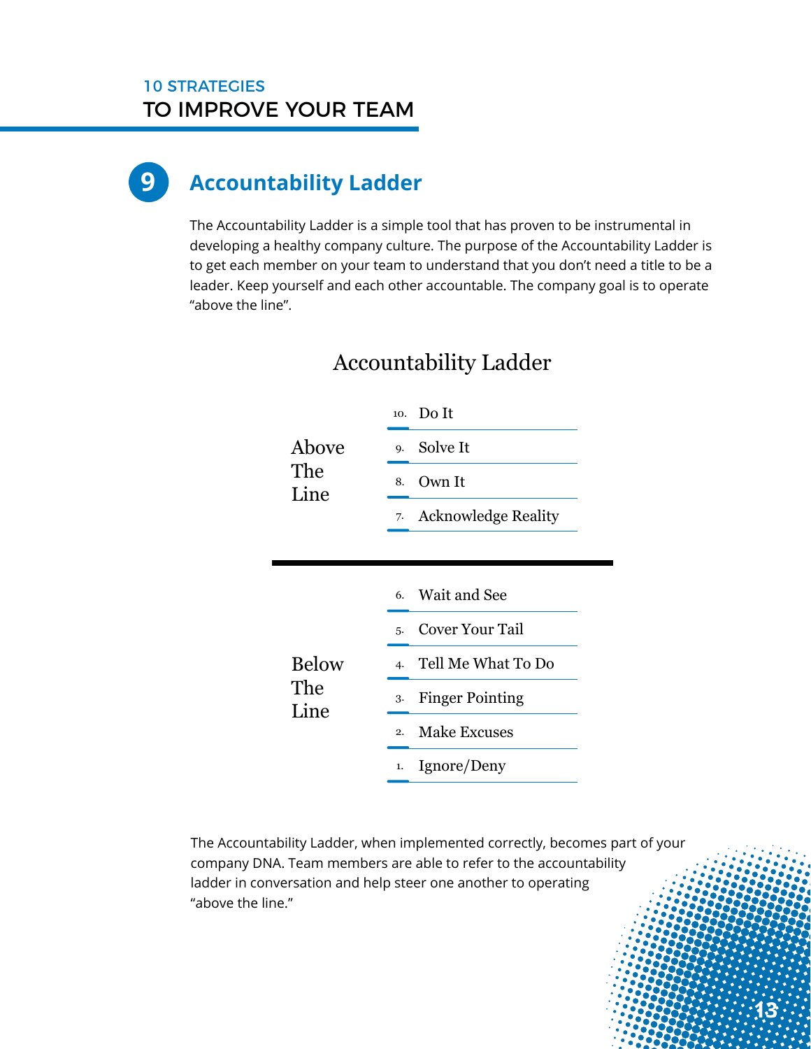## 9 Accountability Ladder

The Accountability Ladder is a simple tool that has proven to be instrumental in developing a healthy company culture. The purpose of the Accountability Ladder is to get each member on your team to understand that you don't need a title to be a leader. Keep yourself and each other accountable. The company goal is to operate "above the line".

### Accountability Ladder

**Above The Line**

10. Do It
9. Solve It
8. Own It
7. Acknowledge Reality

---

**Below The Line**

6. Wait and See
5. Cover Your Tail
4. Tell Me What To Do
3. Finger Pointing
2. Make Excuses
1. Ignore/Deny

The Accountability Ladder, when implemented correctly, becomes part of your company DNA. Team members are able to refer to the accountability ladder in conversation and help steer one another to operating "above the line."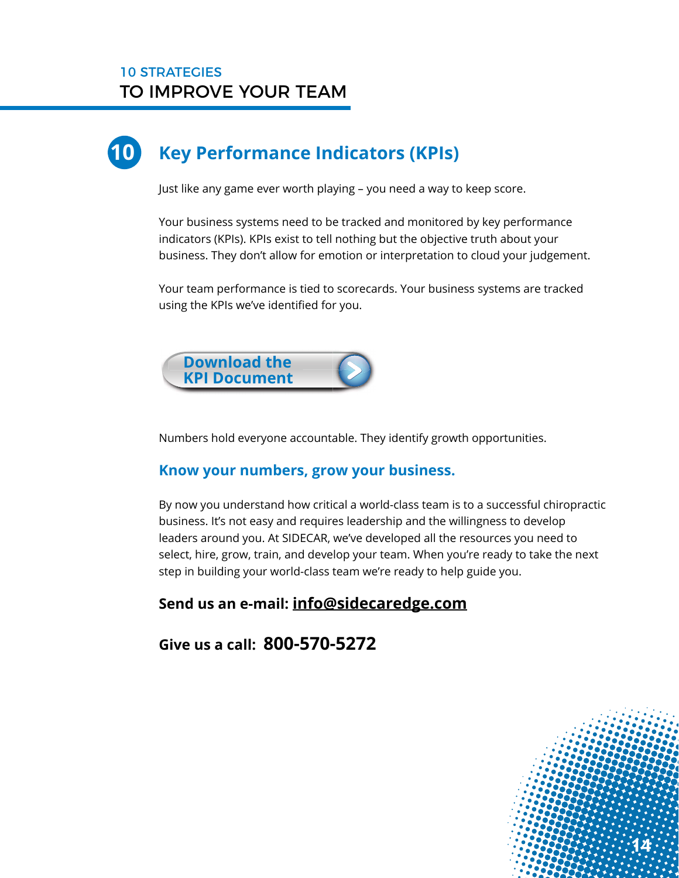## 10 Key Performance Indicators (KPIs)

Just like any game ever worth playing – you need a way to keep score.

Your business systems need to be tracked and monitored by key performance indicators (KPIs). KPIs exist to tell nothing but the objective truth about your business. They don't allow for emotion or interpretation to cloud your judgement.

Your team performance is tied to scorecards. Your business systems are tracked using the KPIs we've identified for you.

**Download the KPI Document**

Numbers hold everyone accountable. They identify growth opportunities.

### Know your numbers, grow your business.

By now you understand how critical a world-class team is to a successful chiropractic business. It's not easy and requires leadership and the willingness to develop leaders around you. At SIDECAR, we've developed all the resources you need to select, hire, grow, train, and develop your team. When you're ready to take the next step in building your world-class team we're ready to help guide you.

**Send us an e-mail: info@sidecaredge.com**

**Give us a call: 800-570-5272**